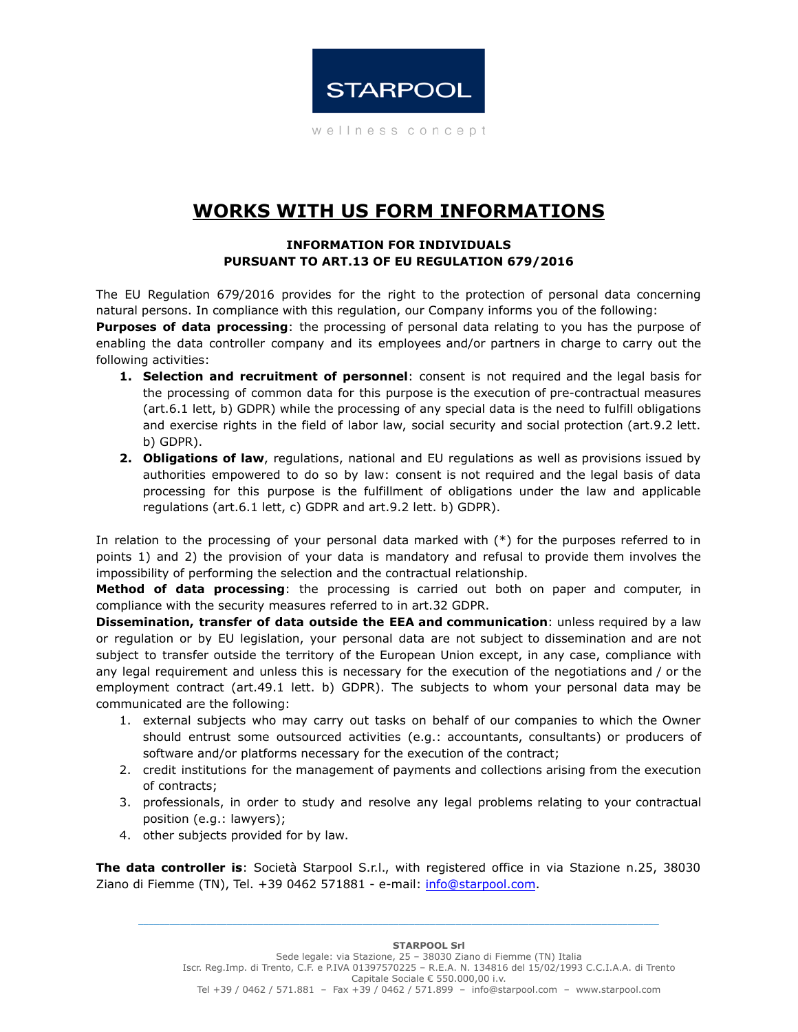STARPOOL

wellness concept

# WORKS WITH US FORM INFORMATIONS

**INFORMATION FOR INDIVIDUALS**
**PURSUANT TO ART.13 OF EU REGULATION 679/2016**

The EU Regulation 679/2016 provides for the right to the protection of personal data concerning natural persons. In compliance with this regulation, our Company informs you of the following:

**Purposes of data processing**: the processing of personal data relating to you has the purpose of enabling the data controller company and its employees and/or partners in charge to carry out the following activities:

1. **Selection and recruitment of personnel**: consent is not required and the legal basis for the processing of common data for this purpose is the execution of pre-contractual measures (art.6.1 lett, b) GDPR) while the processing of any special data is the need to fulfill obligations and exercise rights in the field of labor law, social security and social protection (art.9.2 lett. b) GDPR).
2. **Obligations of law**, regulations, national and EU regulations as well as provisions issued by authorities empowered to do so by law: consent is not required and the legal basis of data processing for this purpose is the fulfillment of obligations under the law and applicable regulations (art.6.1 lett, c) GDPR and art.9.2 lett. b) GDPR).

In relation to the processing of your personal data marked with (*) for the purposes referred to in points 1) and 2) the provision of your data is mandatory and refusal to provide them involves the impossibility of performing the selection and the contractual relationship.

**Method of data processing**: the processing is carried out both on paper and computer, in compliance with the security measures referred to in art.32 GDPR.

**Dissemination, transfer of data outside the EEA and communication**: unless required by a law or regulation or by EU legislation, your personal data are not subject to dissemination and are not subject to transfer outside the territory of the European Union except, in any case, compliance with any legal requirement and unless this is necessary for the execution of the negotiations and / or the employment contract (art.49.1 lett. b) GDPR). The subjects to whom your personal data may be communicated are the following:

1. external subjects who may carry out tasks on behalf of our companies to which the Owner should entrust some outsourced activities (e.g.: accountants, consultants) or producers of software and/or platforms necessary for the execution of the contract;
2. credit institutions for the management of payments and collections arising from the execution of contracts;
3. professionals, in order to study and resolve any legal problems relating to your contractual position (e.g.: lawyers);
4. other subjects provided for by law.

**The data controller is**: Società Starpool S.r.l., with registered office in via Stazione n.25, 38030 Ziano di Fiemme (TN), Tel. +39 0462 571881 - e-mail: info@starpool.com.

**STARPOOL Srl**
Sede legale: via Stazione, 25 – 38030 Ziano di Fiemme (TN) Italia
Iscr. Reg.Imp. di Trento, C.F. e P.IVA 01397570225 – R.E.A. N. 134816 del 15/02/1993 C.C.I.A.A. di Trento
Capitale Sociale € 550.000,00 i.v.
Tel +39 / 0462 / 571.881 – Fax +39 / 0462 / 571.899 – info@starpool.com – www.starpool.com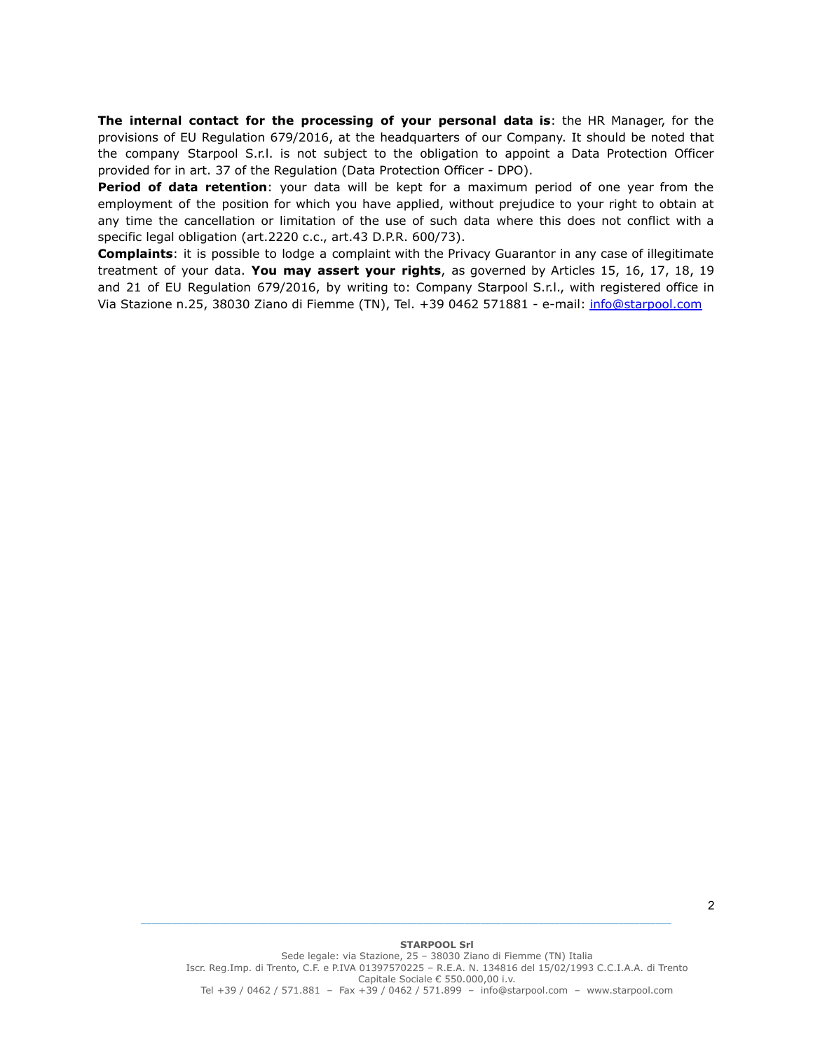**The internal contact for the processing of your personal data is**: the HR Manager, for the provisions of EU Regulation 679/2016, at the headquarters of our Company. It should be noted that the company Starpool S.r.l. is not subject to the obligation to appoint a Data Protection Officer provided for in art. 37 of the Regulation (Data Protection Officer - DPO).

**Period of data retention**: your data will be kept for a maximum period of one year from the employment of the position for which you have applied, without prejudice to your right to obtain at any time the cancellation or limitation of the use of such data where this does not conflict with a specific legal obligation (art.2220 c.c., art.43 D.P.R. 600/73).

**Complaints**: it is possible to lodge a complaint with the Privacy Guarantor in any case of illegitimate treatment of your data. **You may assert your rights**, as governed by Articles 15, 16, 17, 18, 19 and 21 of EU Regulation 679/2016, by writing to: Company Starpool S.r.l., with registered office in Via Stazione n.25, 38030 Ziano di Fiemme (TN), Tel. +39 0462 571881 - e-mail: info@starpool.com